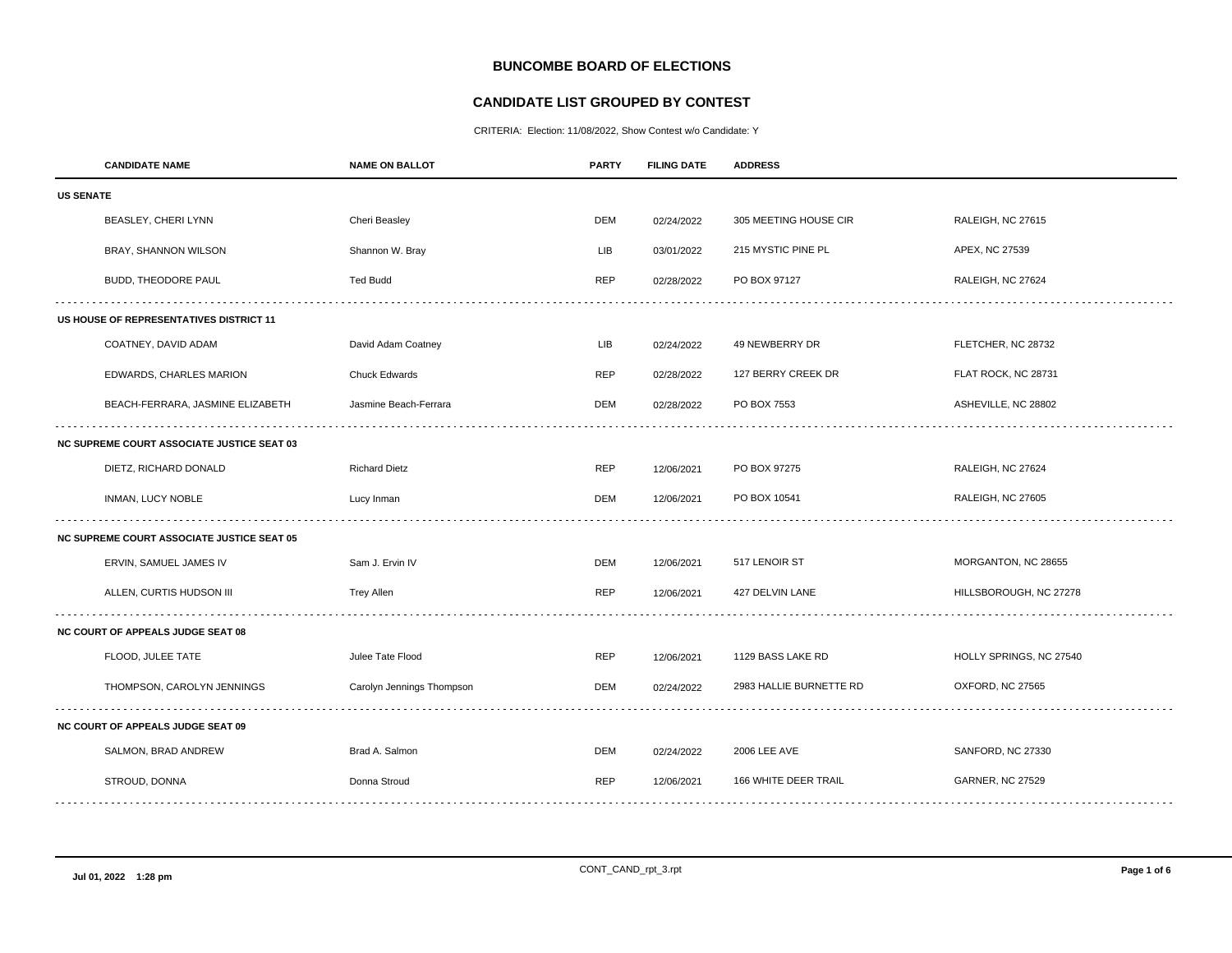# BUNCOMBE BOARD OF ELECTIONS

## CANDIDATE LIST GROUPED BY CONTEST

CRITERIA: Election: 11/08/2022, Show Contest w/o Candidate: Y

| CANDIDATE NAME | NAME ON BALLOT | PARTY | FILING DATE | ADDRESS | |
|---|---|---|---|---|---|
| **US SENATE** | | | | | |
| BEASLEY, CHERI LYNN | Cheri Beasley | DEM | 02/24/2022 | 305 MEETING HOUSE CIR | RALEIGH, NC 27615 |
| BRAY, SHANNON WILSON | Shannon W. Bray | LIB | 03/01/2022 | 215 MYSTIC PINE PL | APEX, NC 27539 |
| BUDD, THEODORE PAUL | Ted Budd | REP | 02/28/2022 | PO BOX 97127 | RALEIGH, NC 27624 |
| **US HOUSE OF REPRESENTATIVES DISTRICT 11** | | | | | |
| COATNEY, DAVID ADAM | David Adam Coatney | LIB | 02/24/2022 | 49 NEWBERRY DR | FLETCHER, NC 28732 |
| EDWARDS, CHARLES MARION | Chuck Edwards | REP | 02/28/2022 | 127 BERRY CREEK DR | FLAT ROCK, NC 28731 |
| BEACH-FERRARA, JASMINE ELIZABETH | Jasmine Beach-Ferrara | DEM | 02/28/2022 | PO BOX 7553 | ASHEVILLE, NC 28802 |
| **NC SUPREME COURT ASSOCIATE JUSTICE SEAT 03** | | | | | |
| DIETZ, RICHARD DONALD | Richard Dietz | REP | 12/06/2021 | PO BOX 97275 | RALEIGH, NC 27624 |
| INMAN, LUCY NOBLE | Lucy Inman | DEM | 12/06/2021 | PO BOX 10541 | RALEIGH, NC 27605 |
| **NC SUPREME COURT ASSOCIATE JUSTICE SEAT 05** | | | | | |
| ERVIN, SAMUEL JAMES IV | Sam J. Ervin IV | DEM | 12/06/2021 | 517 LENOIR ST | MORGANTON, NC 28655 |
| ALLEN, CURTIS HUDSON III | Trey Allen | REP | 12/06/2021 | 427 DELVIN LANE | HILLSBOROUGH, NC 27278 |
| **NC COURT OF APPEALS JUDGE SEAT 08** | | | | | |
| FLOOD, JULEE TATE | Julee Tate Flood | REP | 12/06/2021 | 1129 BASS LAKE RD | HOLLY SPRINGS, NC 27540 |
| THOMPSON, CAROLYN JENNINGS | Carolyn Jennings Thompson | DEM | 02/24/2022 | 2983 HALLIE BURNETTE RD | OXFORD, NC 27565 |
| **NC COURT OF APPEALS JUDGE SEAT 09** | | | | | |
| SALMON, BRAD ANDREW | Brad A. Salmon | DEM | 02/24/2022 | 2006 LEE AVE | SANFORD, NC 27330 |
| STROUD, DONNA | Donna Stroud | REP | 12/06/2021 | 166 WHITE DEER TRAIL | GARNER, NC 27529 |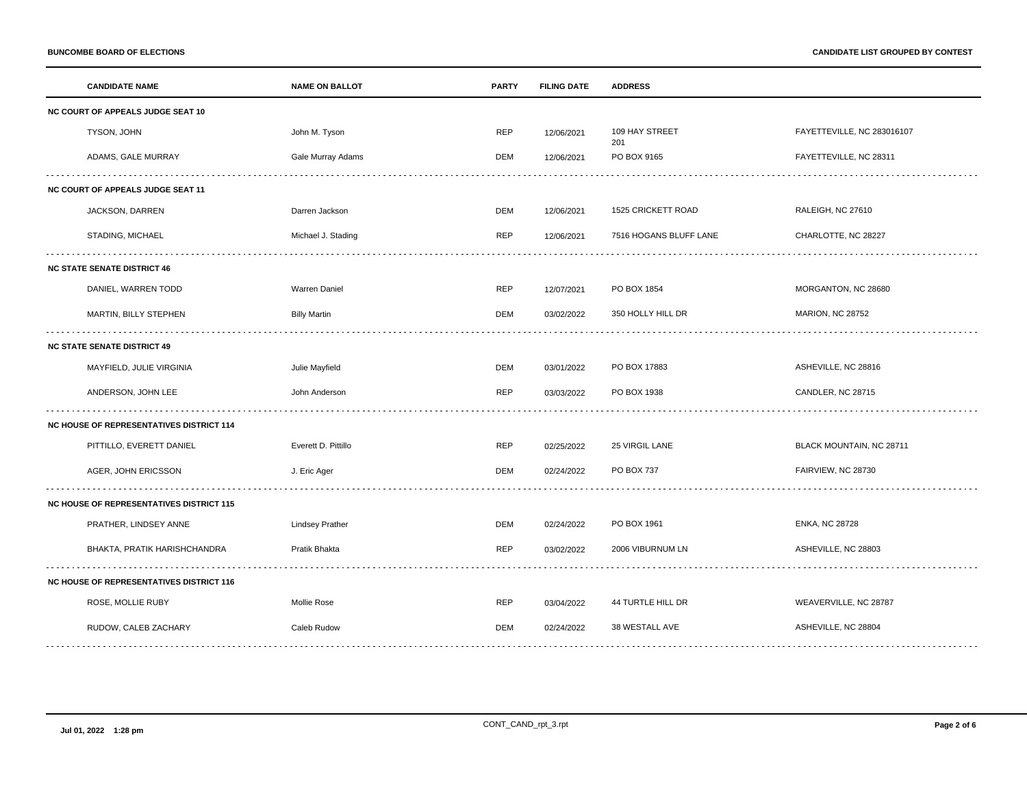**BUNCOMBE BOARD OF ELECTIONS** — **CANDIDATE LIST GROUPED BY CONTEST**

| CANDIDATE NAME | NAME ON BALLOT | PARTY | FILING DATE | ADDRESS | |
|---|---|---|---|---|---|
| **NC COURT OF APPEALS JUDGE SEAT 10** | | | | | |
| TYSON, JOHN | John M. Tyson | REP | 12/06/2021 | 109 HAY STREET 201 | FAYETTEVILLE, NC 283016107 |
| ADAMS, GALE MURRAY | Gale Murray Adams | DEM | 12/06/2021 | PO BOX 9165 | FAYETTEVILLE, NC 28311 |
| **NC COURT OF APPEALS JUDGE SEAT 11** | | | | | |
| JACKSON, DARREN | Darren Jackson | DEM | 12/06/2021 | 1525 CRICKETT ROAD | RALEIGH, NC 27610 |
| STADING, MICHAEL | Michael J. Stading | REP | 12/06/2021 | 7516 HOGANS BLUFF LANE | CHARLOTTE, NC 28227 |
| **NC STATE SENATE DISTRICT 46** | | | | | |
| DANIEL, WARREN TODD | Warren Daniel | REP | 12/07/2021 | PO BOX 1854 | MORGANTON, NC 28680 |
| MARTIN, BILLY STEPHEN | Billy Martin | DEM | 03/02/2022 | 350 HOLLY HILL DR | MARION, NC 28752 |
| **NC STATE SENATE DISTRICT 49** | | | | | |
| MAYFIELD, JULIE VIRGINIA | Julie Mayfield | DEM | 03/01/2022 | PO BOX 17883 | ASHEVILLE, NC 28816 |
| ANDERSON, JOHN LEE | John Anderson | REP | 03/03/2022 | PO BOX 1938 | CANDLER, NC 28715 |
| **NC HOUSE OF REPRESENTATIVES DISTRICT 114** | | | | | |
| PITTILLO, EVERETT DANIEL | Everett D. Pittillo | REP | 02/25/2022 | 25 VIRGIL LANE | BLACK MOUNTAIN, NC 28711 |
| AGER, JOHN ERICSSON | J. Eric Ager | DEM | 02/24/2022 | PO BOX 737 | FAIRVIEW, NC 28730 |
| **NC HOUSE OF REPRESENTATIVES DISTRICT 115** | | | | | |
| PRATHER, LINDSEY ANNE | Lindsey Prather | DEM | 02/24/2022 | PO BOX 1961 | ENKA, NC 28728 |
| BHAKTA, PRATIK HARISHCHANDRA | Pratik Bhakta | REP | 03/02/2022 | 2006 VIBURNUM LN | ASHEVILLE, NC 28803 |
| **NC HOUSE OF REPRESENTATIVES DISTRICT 116** | | | | | |
| ROSE, MOLLIE RUBY | Mollie Rose | REP | 03/04/2022 | 44 TURTLE HILL DR | WEAVERVILLE, NC 28787 |
| RUDOW, CALEB ZACHARY | Caleb Rudow | DEM | 02/24/2022 | 38 WESTALL AVE | ASHEVILLE, NC 28804 |

Jul 01, 2022 1:28 pm — CONT_CAND_rpt_3.rpt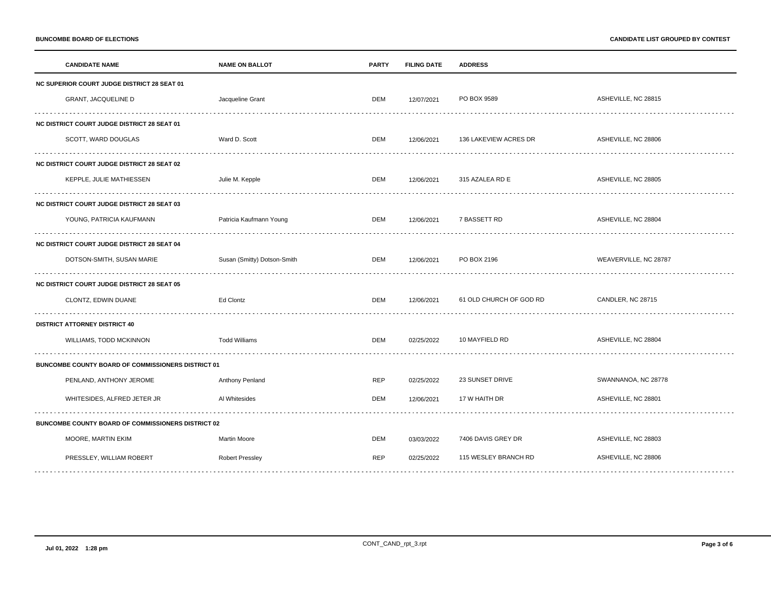| CANDIDATE NAME | NAME ON BALLOT | PARTY | FILING DATE | ADDRESS | |
|---|---|---|---|---|---|
| **NC SUPERIOR COURT JUDGE DISTRICT 28 SEAT 01** | | | | | |
| GRANT, JACQUELINE D | Jacqueline Grant | DEM | 12/07/2021 | PO BOX 9589 | ASHEVILLE, NC 28815 |
| **NC DISTRICT COURT JUDGE DISTRICT 28 SEAT 01** | | | | | |
| SCOTT, WARD DOUGLAS | Ward D. Scott | DEM | 12/06/2021 | 136 LAKEVIEW ACRES DR | ASHEVILLE, NC 28806 |
| **NC DISTRICT COURT JUDGE DISTRICT 28 SEAT 02** | | | | | |
| KEPPLE, JULIE MATHIESSEN | Julie M. Kepple | DEM | 12/06/2021 | 315 AZALEA RD E | ASHEVILLE, NC 28805 |
| **NC DISTRICT COURT JUDGE DISTRICT 28 SEAT 03** | | | | | |
| YOUNG, PATRICIA KAUFMANN | Patricia Kaufmann Young | DEM | 12/06/2021 | 7 BASSETT RD | ASHEVILLE, NC 28804 |
| **NC DISTRICT COURT JUDGE DISTRICT 28 SEAT 04** | | | | | |
| DOTSON-SMITH, SUSAN MARIE | Susan (Smitty) Dotson-Smith | DEM | 12/06/2021 | PO BOX 2196 | WEAVERVILLE, NC 28787 |
| **NC DISTRICT COURT JUDGE DISTRICT 28 SEAT 05** | | | | | |
| CLONTZ, EDWIN DUANE | Ed Clontz | DEM | 12/06/2021 | 61 OLD CHURCH OF GOD RD | CANDLER, NC 28715 |
| **DISTRICT ATTORNEY DISTRICT 40** | | | | | |
| WILLIAMS, TODD MCKINNON | Todd Williams | DEM | 02/25/2022 | 10 MAYFIELD RD | ASHEVILLE, NC 28804 |
| **BUNCOMBE COUNTY BOARD OF COMMISSIONERS DISTRICT 01** | | | | | |
| PENLAND, ANTHONY JEROME | Anthony Penland | REP | 02/25/2022 | 23 SUNSET DRIVE | SWANNANOA, NC 28778 |
| WHITESIDES, ALFRED JETER JR | Al Whitesides | DEM | 12/06/2021 | 17 W HAITH DR | ASHEVILLE, NC 28801 |
| **BUNCOMBE COUNTY BOARD OF COMMISSIONERS DISTRICT 02** | | | | | |
| MOORE, MARTIN EKIM | Martin Moore | DEM | 03/03/2022 | 7406 DAVIS GREY DR | ASHEVILLE, NC 28803 |
| PRESSLEY, WILLIAM ROBERT | Robert Pressley | REP | 02/25/2022 | 115 WESLEY BRANCH RD | ASHEVILLE, NC 28806 |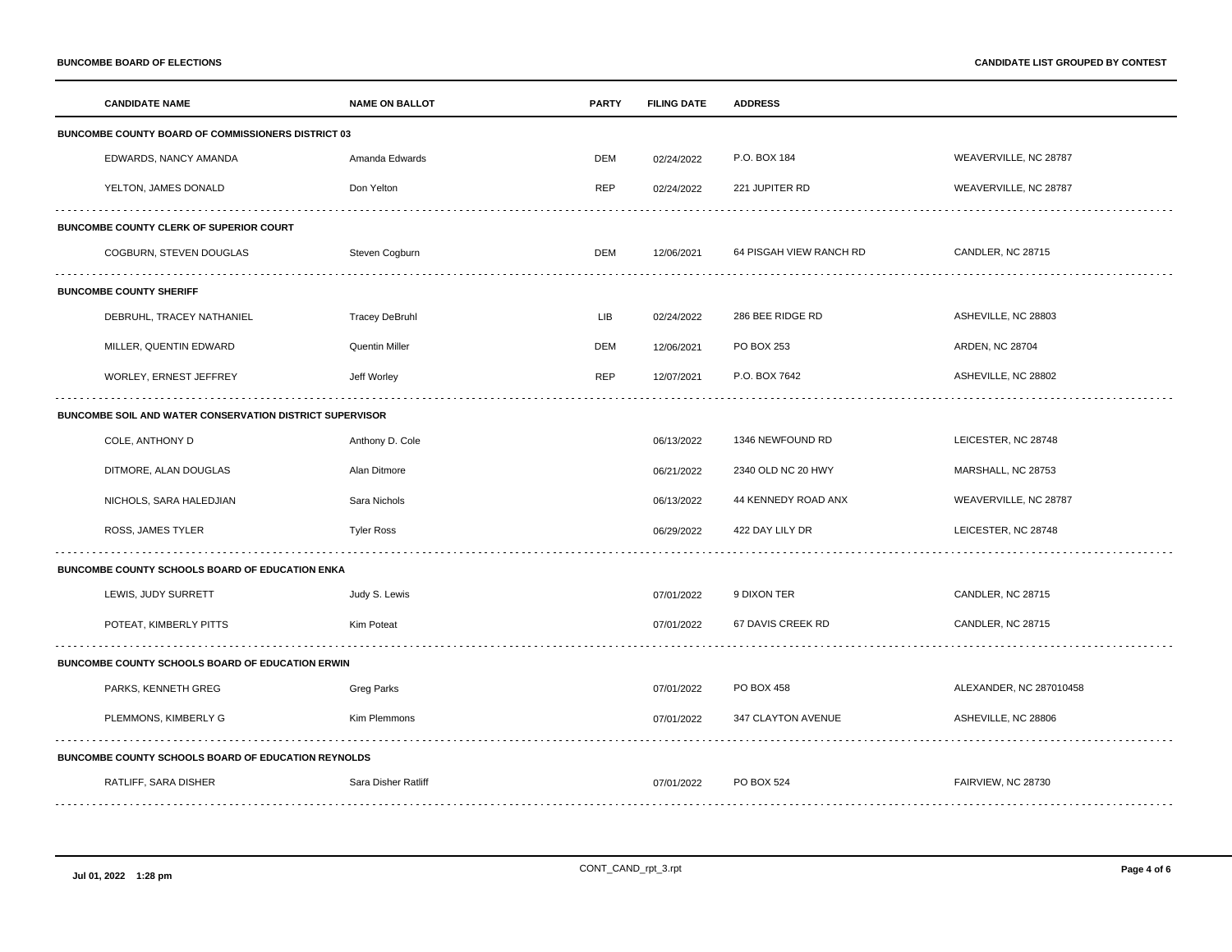| CANDIDATE NAME | NAME ON BALLOT | PARTY | FILING DATE | ADDRESS | |
|---|---|---|---|---|---|
| **BUNCOMBE COUNTY BOARD OF COMMISSIONERS DISTRICT 03** | | | | | |
| EDWARDS, NANCY AMANDA | Amanda Edwards | DEM | 02/24/2022 | P.O. BOX 184 | WEAVERVILLE, NC 28787 |
| YELTON, JAMES DONALD | Don Yelton | REP | 02/24/2022 | 221 JUPITER RD | WEAVERVILLE, NC 28787 |
| **BUNCOMBE COUNTY CLERK OF SUPERIOR COURT** | | | | | |
| COGBURN, STEVEN DOUGLAS | Steven Cogburn | DEM | 12/06/2021 | 64 PISGAH VIEW RANCH RD | CANDLER, NC 28715 |
| **BUNCOMBE COUNTY SHERIFF** | | | | | |
| DEBRUHL, TRACEY NATHANIEL | Tracey DeBruhl | LIB | 02/24/2022 | 286 BEE RIDGE RD | ASHEVILLE, NC 28803 |
| MILLER, QUENTIN EDWARD | Quentin Miller | DEM | 12/06/2021 | PO BOX 253 | ARDEN, NC 28704 |
| WORLEY, ERNEST JEFFREY | Jeff Worley | REP | 12/07/2021 | P.O. BOX 7642 | ASHEVILLE, NC 28802 |
| **BUNCOMBE SOIL AND WATER CONSERVATION DISTRICT SUPERVISOR** | | | | | |
| COLE, ANTHONY D | Anthony D. Cole | | 06/13/2022 | 1346 NEWFOUND RD | LEICESTER, NC 28748 |
| DITMORE, ALAN DOUGLAS | Alan Ditmore | | 06/21/2022 | 2340 OLD NC 20 HWY | MARSHALL, NC 28753 |
| NICHOLS, SARA HALEDJIAN | Sara Nichols | | 06/13/2022 | 44 KENNEDY ROAD ANX | WEAVERVILLE, NC 28787 |
| ROSS, JAMES TYLER | Tyler Ross | | 06/29/2022 | 422 DAY LILY DR | LEICESTER, NC 28748 |
| **BUNCOMBE COUNTY SCHOOLS BOARD OF EDUCATION ENKA** | | | | | |
| LEWIS, JUDY SURRETT | Judy S. Lewis | | 07/01/2022 | 9 DIXON TER | CANDLER, NC 28715 |
| POTEAT, KIMBERLY PITTS | Kim Poteat | | 07/01/2022 | 67 DAVIS CREEK RD | CANDLER, NC 28715 |
| **BUNCOMBE COUNTY SCHOOLS BOARD OF EDUCATION ERWIN** | | | | | |
| PARKS, KENNETH GREG | Greg Parks | | 07/01/2022 | PO BOX 458 | ALEXANDER, NC 287010458 |
| PLEMMONS, KIMBERLY G | Kim Plemmons | | 07/01/2022 | 347 CLAYTON AVENUE | ASHEVILLE, NC 28806 |
| **BUNCOMBE COUNTY SCHOOLS BOARD OF EDUCATION REYNOLDS** | | | | | |
| RATLIFF, SARA DISHER | Sara Disher Ratliff | | 07/01/2022 | PO BOX 524 | FAIRVIEW, NC 28730 |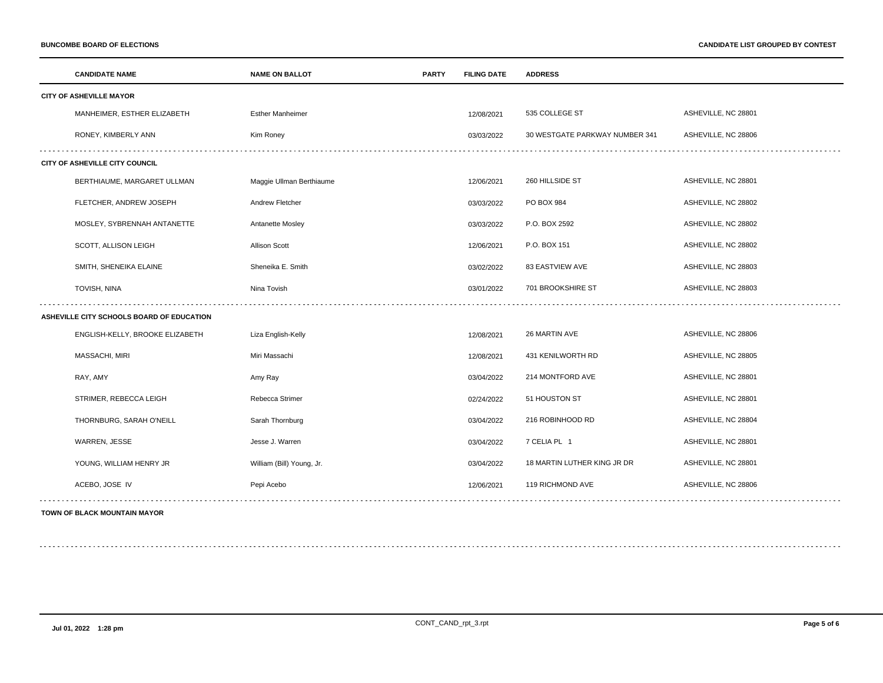| CANDIDATE NAME | NAME ON BALLOT | PARTY | FILING DATE | ADDRESS | |
|---|---|---|---|---|---|
| **CITY OF ASHEVILLE MAYOR** | | | | | |
| MANHEIMER, ESTHER ELIZABETH | Esther Manheimer | | 12/08/2021 | 535 COLLEGE ST | ASHEVILLE, NC 28801 |
| RONEY, KIMBERLY ANN | Kim Roney | | 03/03/2022 | 30 WESTGATE PARKWAY NUMBER 341 | ASHEVILLE, NC 28806 |
| **CITY OF ASHEVILLE CITY COUNCIL** | | | | | |
| BERTHIAUME, MARGARET ULLMAN | Maggie Ullman Berthiaume | | 12/06/2021 | 260 HILLSIDE ST | ASHEVILLE, NC 28801 |
| FLETCHER, ANDREW JOSEPH | Andrew Fletcher | | 03/03/2022 | PO BOX 984 | ASHEVILLE, NC 28802 |
| MOSLEY, SYBRENNAH ANTANETTE | Antanette Mosley | | 03/03/2022 | P.O. BOX 2592 | ASHEVILLE, NC 28802 |
| SCOTT, ALLISON LEIGH | Allison Scott | | 12/06/2021 | P.O. BOX 151 | ASHEVILLE, NC 28802 |
| SMITH, SHENEIKA ELAINE | Sheneika E. Smith | | 03/02/2022 | 83 EASTVIEW AVE | ASHEVILLE, NC 28803 |
| TOVISH, NINA | Nina Tovish | | 03/01/2022 | 701 BROOKSHIRE ST | ASHEVILLE, NC 28803 |
| **ASHEVILLE CITY SCHOOLS BOARD OF EDUCATION** | | | | | |
| ENGLISH-KELLY, BROOKE ELIZABETH | Liza English-Kelly | | 12/08/2021 | 26 MARTIN AVE | ASHEVILLE, NC 28806 |
| MASSACHI, MIRI | Miri Massachi | | 12/08/2021 | 431 KENILWORTH RD | ASHEVILLE, NC 28805 |
| RAY, AMY | Amy Ray | | 03/04/2022 | 214 MONTFORD AVE | ASHEVILLE, NC 28801 |
| STRIMER, REBECCA LEIGH | Rebecca Strimer | | 02/24/2022 | 51 HOUSTON ST | ASHEVILLE, NC 28801 |
| THORNBURG, SARAH O'NEILL | Sarah Thornburg | | 03/04/2022 | 216 ROBINHOOD RD | ASHEVILLE, NC 28804 |
| WARREN, JESSE | Jesse J. Warren | | 03/04/2022 | 7 CELIA PL 1 | ASHEVILLE, NC 28801 |
| YOUNG, WILLIAM HENRY JR | William (Bill) Young, Jr. | | 03/04/2022 | 18 MARTIN LUTHER KING JR DR | ASHEVILLE, NC 28801 |
| ACEBO, JOSE IV | Pepi Acebo | | 12/06/2021 | 119 RICHMOND AVE | ASHEVILLE, NC 28806 |
| **TOWN OF BLACK MOUNTAIN MAYOR** | | | | | |

CONT_CAND_rpt_3.rpt

Jul 01, 2022 1:28 pm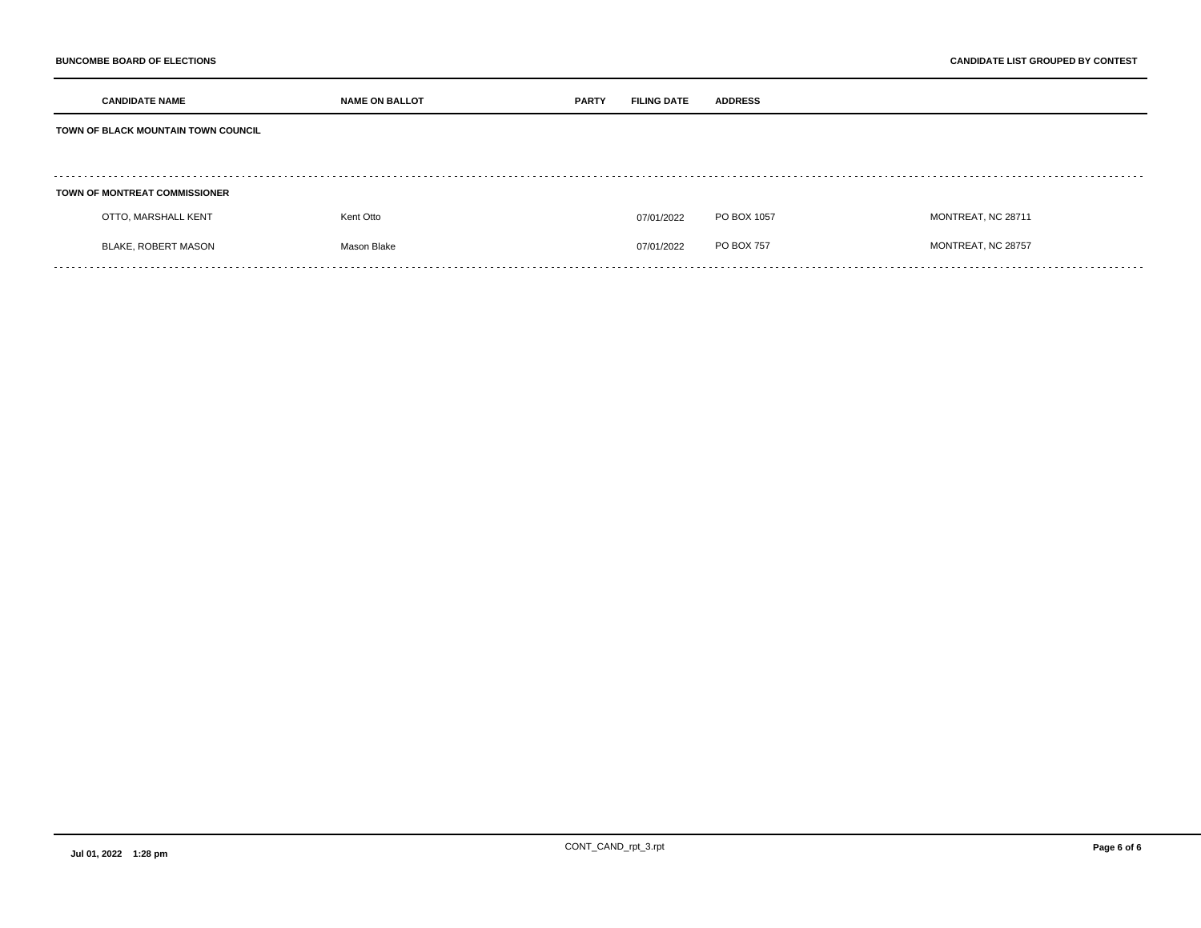| CANDIDATE NAME | NAME ON BALLOT | PARTY | FILING DATE | ADDRESS | |
|---|---|---|---|---|---|
| **TOWN OF BLACK MOUNTAIN TOWN COUNCIL** | | | | | |
| **TOWN OF MONTREAT COMMISSIONER** | | | | | |
| OTTO, MARSHALL KENT | Kent Otto | | 07/01/2022 | PO BOX 1057 | MONTREAT, NC 28711 |
| BLAKE, ROBERT MASON | Mason Blake | | 07/01/2022 | PO BOX 757 | MONTREAT, NC 28757 |

Jul 01, 2022 1:28 pm

CONT_CAND_rpt_3.rpt